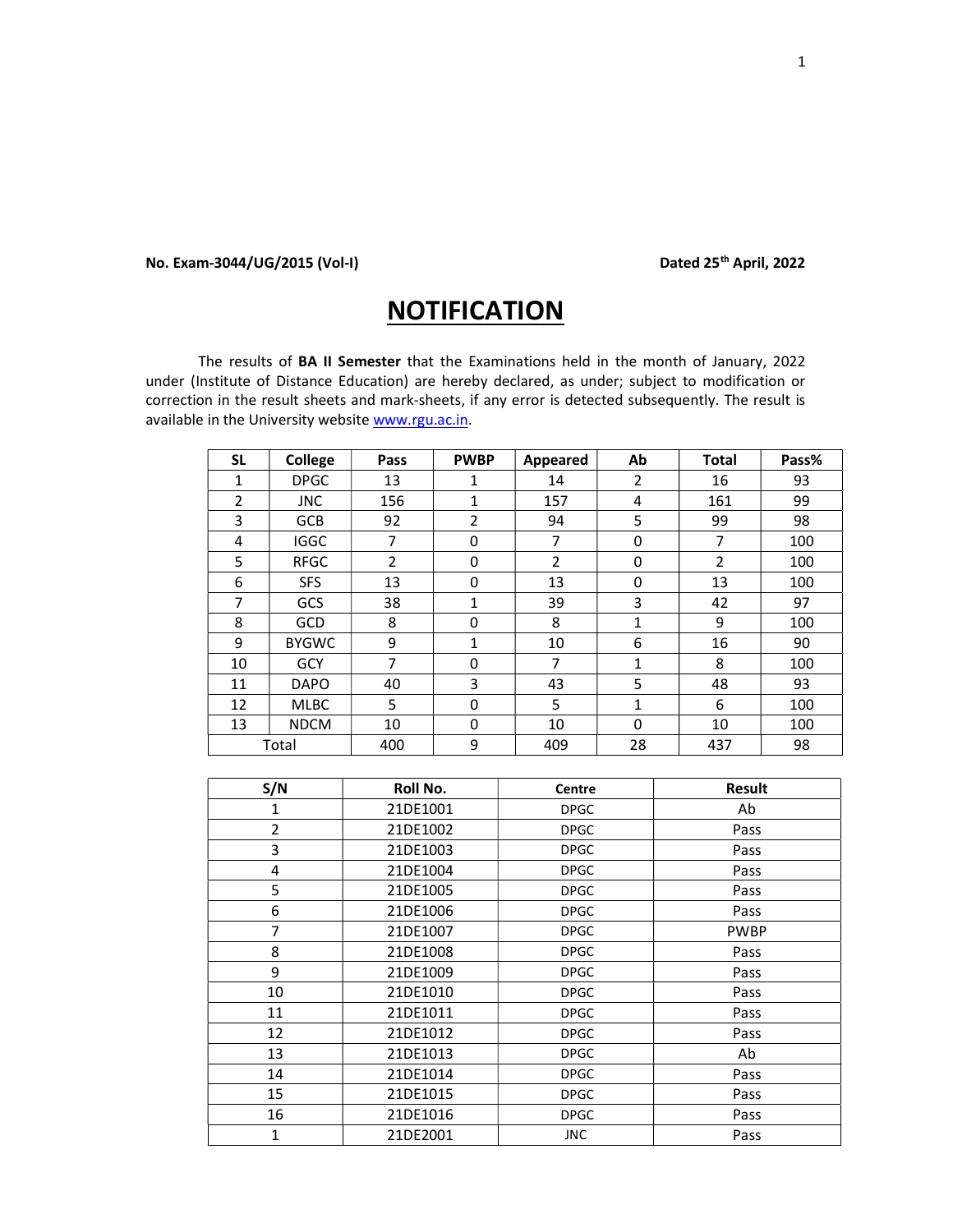**No. Exam-3044/UG/2015 (Vol-I)** **Dated 25th April, 2022**

# NOTIFICATION

The results of **BA II Semester** that the Examinations held in the month of January, 2022 under (Institute of Distance Education) are hereby declared, as under; subject to modification or correction in the result sheets and mark-sheets, if any error is detected subsequently. The result is available in the University website www.rgu.ac.in.

| SL | College | Pass | PWBP | Appeared | Ab | Total | Pass% |
|---|---|---|---|---|---|---|---|
| 1 | DPGC | 13 | 1 | 14 | 2 | 16 | 93 |
| 2 | JNC | 156 | 1 | 157 | 4 | 161 | 99 |
| 3 | GCB | 92 | 2 | 94 | 5 | 99 | 98 |
| 4 | IGGC | 7 | 0 | 7 | 0 | 7 | 100 |
| 5 | RFGC | 2 | 0 | 2 | 0 | 2 | 100 |
| 6 | SFS | 13 | 0 | 13 | 0 | 13 | 100 |
| 7 | GCS | 38 | 1 | 39 | 3 | 42 | 97 |
| 8 | GCD | 8 | 0 | 8 | 1 | 9 | 100 |
| 9 | BYGWC | 9 | 1 | 10 | 6 | 16 | 90 |
| 10 | GCY | 7 | 0 | 7 | 1 | 8 | 100 |
| 11 | DAPO | 40 | 3 | 43 | 5 | 48 | 93 |
| 12 | MLBC | 5 | 0 | 5 | 1 | 6 | 100 |
| 13 | NDCM | 10 | 0 | 10 | 0 | 10 | 100 |
| Total | | 400 | 9 | 409 | 28 | 437 | 98 |

| S/N | Roll No. | Centre | Result |
|---|---|---|---|
| 1 | 21DE1001 | DPGC | Ab |
| 2 | 21DE1002 | DPGC | Pass |
| 3 | 21DE1003 | DPGC | Pass |
| 4 | 21DE1004 | DPGC | Pass |
| 5 | 21DE1005 | DPGC | Pass |
| 6 | 21DE1006 | DPGC | Pass |
| 7 | 21DE1007 | DPGC | PWBP |
| 8 | 21DE1008 | DPGC | Pass |
| 9 | 21DE1009 | DPGC | Pass |
| 10 | 21DE1010 | DPGC | Pass |
| 11 | 21DE1011 | DPGC | Pass |
| 12 | 21DE1012 | DPGC | Pass |
| 13 | 21DE1013 | DPGC | Ab |
| 14 | 21DE1014 | DPGC | Pass |
| 15 | 21DE1015 | DPGC | Pass |
| 16 | 21DE1016 | DPGC | Pass |
| 1 | 21DE2001 | JNC | Pass |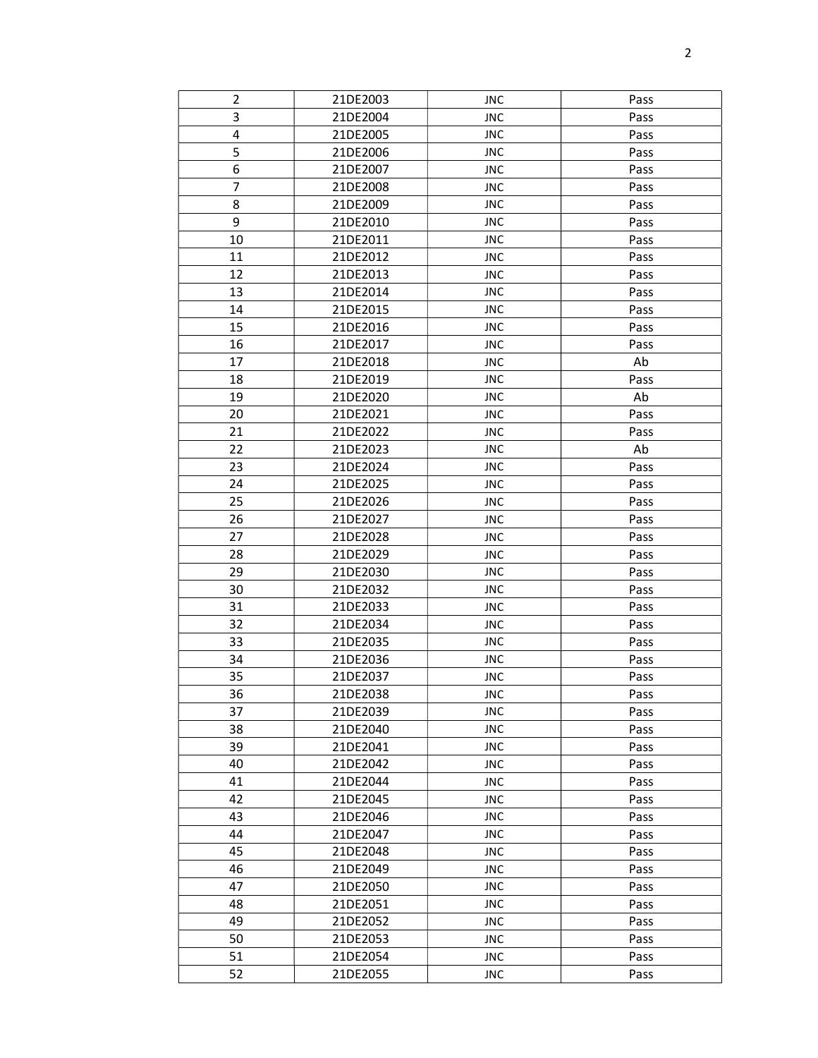| 2 | 21DE2003 | JNC | Pass |
|---|---|---|---|
| 3 | 21DE2004 | JNC | Pass |
| 4 | 21DE2005 | JNC | Pass |
| 5 | 21DE2006 | JNC | Pass |
| 6 | 21DE2007 | JNC | Pass |
| 7 | 21DE2008 | JNC | Pass |
| 8 | 21DE2009 | JNC | Pass |
| 9 | 21DE2010 | JNC | Pass |
| 10 | 21DE2011 | JNC | Pass |
| 11 | 21DE2012 | JNC | Pass |
| 12 | 21DE2013 | JNC | Pass |
| 13 | 21DE2014 | JNC | Pass |
| 14 | 21DE2015 | JNC | Pass |
| 15 | 21DE2016 | JNC | Pass |
| 16 | 21DE2017 | JNC | Pass |
| 17 | 21DE2018 | JNC | Ab |
| 18 | 21DE2019 | JNC | Pass |
| 19 | 21DE2020 | JNC | Ab |
| 20 | 21DE2021 | JNC | Pass |
| 21 | 21DE2022 | JNC | Pass |
| 22 | 21DE2023 | JNC | Ab |
| 23 | 21DE2024 | JNC | Pass |
| 24 | 21DE2025 | JNC | Pass |
| 25 | 21DE2026 | JNC | Pass |
| 26 | 21DE2027 | JNC | Pass |
| 27 | 21DE2028 | JNC | Pass |
| 28 | 21DE2029 | JNC | Pass |
| 29 | 21DE2030 | JNC | Pass |
| 30 | 21DE2032 | JNC | Pass |
| 31 | 21DE2033 | JNC | Pass |
| 32 | 21DE2034 | JNC | Pass |
| 33 | 21DE2035 | JNC | Pass |
| 34 | 21DE2036 | JNC | Pass |
| 35 | 21DE2037 | JNC | Pass |
| 36 | 21DE2038 | JNC | Pass |
| 37 | 21DE2039 | JNC | Pass |
| 38 | 21DE2040 | JNC | Pass |
| 39 | 21DE2041 | JNC | Pass |
| 40 | 21DE2042 | JNC | Pass |
| 41 | 21DE2044 | JNC | Pass |
| 42 | 21DE2045 | JNC | Pass |
| 43 | 21DE2046 | JNC | Pass |
| 44 | 21DE2047 | JNC | Pass |
| 45 | 21DE2048 | JNC | Pass |
| 46 | 21DE2049 | JNC | Pass |
| 47 | 21DE2050 | JNC | Pass |
| 48 | 21DE2051 | JNC | Pass |
| 49 | 21DE2052 | JNC | Pass |
| 50 | 21DE2053 | JNC | Pass |
| 51 | 21DE2054 | JNC | Pass |
| 52 | 21DE2055 | JNC | Pass |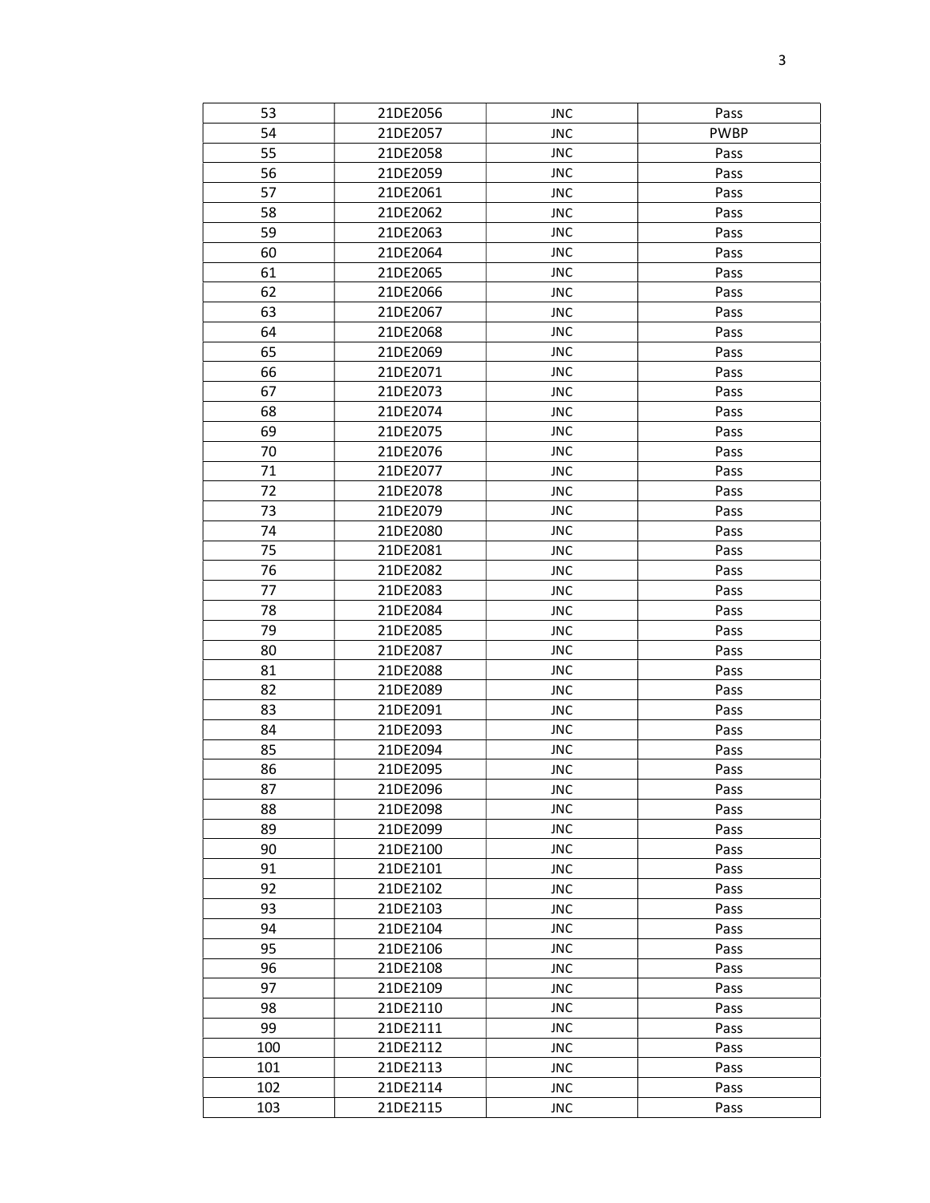| 53 | 21DE2056 | JNC | Pass |
|---|---|---|---|
| 54 | 21DE2057 | JNC | PWBP |
| 55 | 21DE2058 | JNC | Pass |
| 56 | 21DE2059 | JNC | Pass |
| 57 | 21DE2061 | JNC | Pass |
| 58 | 21DE2062 | JNC | Pass |
| 59 | 21DE2063 | JNC | Pass |
| 60 | 21DE2064 | JNC | Pass |
| 61 | 21DE2065 | JNC | Pass |
| 62 | 21DE2066 | JNC | Pass |
| 63 | 21DE2067 | JNC | Pass |
| 64 | 21DE2068 | JNC | Pass |
| 65 | 21DE2069 | JNC | Pass |
| 66 | 21DE2071 | JNC | Pass |
| 67 | 21DE2073 | JNC | Pass |
| 68 | 21DE2074 | JNC | Pass |
| 69 | 21DE2075 | JNC | Pass |
| 70 | 21DE2076 | JNC | Pass |
| 71 | 21DE2077 | JNC | Pass |
| 72 | 21DE2078 | JNC | Pass |
| 73 | 21DE2079 | JNC | Pass |
| 74 | 21DE2080 | JNC | Pass |
| 75 | 21DE2081 | JNC | Pass |
| 76 | 21DE2082 | JNC | Pass |
| 77 | 21DE2083 | JNC | Pass |
| 78 | 21DE2084 | JNC | Pass |
| 79 | 21DE2085 | JNC | Pass |
| 80 | 21DE2087 | JNC | Pass |
| 81 | 21DE2088 | JNC | Pass |
| 82 | 21DE2089 | JNC | Pass |
| 83 | 21DE2091 | JNC | Pass |
| 84 | 21DE2093 | JNC | Pass |
| 85 | 21DE2094 | JNC | Pass |
| 86 | 21DE2095 | JNC | Pass |
| 87 | 21DE2096 | JNC | Pass |
| 88 | 21DE2098 | JNC | Pass |
| 89 | 21DE2099 | JNC | Pass |
| 90 | 21DE2100 | JNC | Pass |
| 91 | 21DE2101 | JNC | Pass |
| 92 | 21DE2102 | JNC | Pass |
| 93 | 21DE2103 | JNC | Pass |
| 94 | 21DE2104 | JNC | Pass |
| 95 | 21DE2106 | JNC | Pass |
| 96 | 21DE2108 | JNC | Pass |
| 97 | 21DE2109 | JNC | Pass |
| 98 | 21DE2110 | JNC | Pass |
| 99 | 21DE2111 | JNC | Pass |
| 100 | 21DE2112 | JNC | Pass |
| 101 | 21DE2113 | JNC | Pass |
| 102 | 21DE2114 | JNC | Pass |
| 103 | 21DE2115 | JNC | Pass |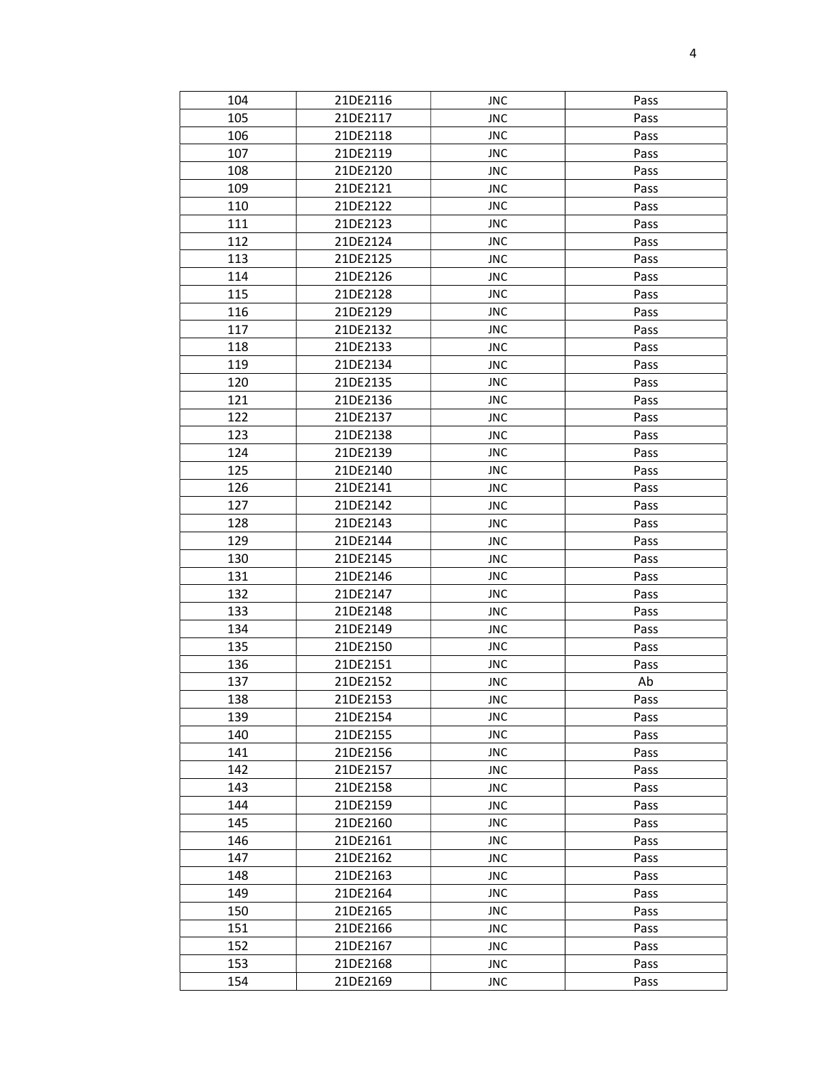| 104 | 21DE2116 | JNC | Pass |
|---|---|---|---|
| 105 | 21DE2117 | JNC | Pass |
| 106 | 21DE2118 | JNC | Pass |
| 107 | 21DE2119 | JNC | Pass |
| 108 | 21DE2120 | JNC | Pass |
| 109 | 21DE2121 | JNC | Pass |
| 110 | 21DE2122 | JNC | Pass |
| 111 | 21DE2123 | JNC | Pass |
| 112 | 21DE2124 | JNC | Pass |
| 113 | 21DE2125 | JNC | Pass |
| 114 | 21DE2126 | JNC | Pass |
| 115 | 21DE2128 | JNC | Pass |
| 116 | 21DE2129 | JNC | Pass |
| 117 | 21DE2132 | JNC | Pass |
| 118 | 21DE2133 | JNC | Pass |
| 119 | 21DE2134 | JNC | Pass |
| 120 | 21DE2135 | JNC | Pass |
| 121 | 21DE2136 | JNC | Pass |
| 122 | 21DE2137 | JNC | Pass |
| 123 | 21DE2138 | JNC | Pass |
| 124 | 21DE2139 | JNC | Pass |
| 125 | 21DE2140 | JNC | Pass |
| 126 | 21DE2141 | JNC | Pass |
| 127 | 21DE2142 | JNC | Pass |
| 128 | 21DE2143 | JNC | Pass |
| 129 | 21DE2144 | JNC | Pass |
| 130 | 21DE2145 | JNC | Pass |
| 131 | 21DE2146 | JNC | Pass |
| 132 | 21DE2147 | JNC | Pass |
| 133 | 21DE2148 | JNC | Pass |
| 134 | 21DE2149 | JNC | Pass |
| 135 | 21DE2150 | JNC | Pass |
| 136 | 21DE2151 | JNC | Pass |
| 137 | 21DE2152 | JNC | Ab |
| 138 | 21DE2153 | JNC | Pass |
| 139 | 21DE2154 | JNC | Pass |
| 140 | 21DE2155 | JNC | Pass |
| 141 | 21DE2156 | JNC | Pass |
| 142 | 21DE2157 | JNC | Pass |
| 143 | 21DE2158 | JNC | Pass |
| 144 | 21DE2159 | JNC | Pass |
| 145 | 21DE2160 | JNC | Pass |
| 146 | 21DE2161 | JNC | Pass |
| 147 | 21DE2162 | JNC | Pass |
| 148 | 21DE2163 | JNC | Pass |
| 149 | 21DE2164 | JNC | Pass |
| 150 | 21DE2165 | JNC | Pass |
| 151 | 21DE2166 | JNC | Pass |
| 152 | 21DE2167 | JNC | Pass |
| 153 | 21DE2168 | JNC | Pass |
| 154 | 21DE2169 | JNC | Pass |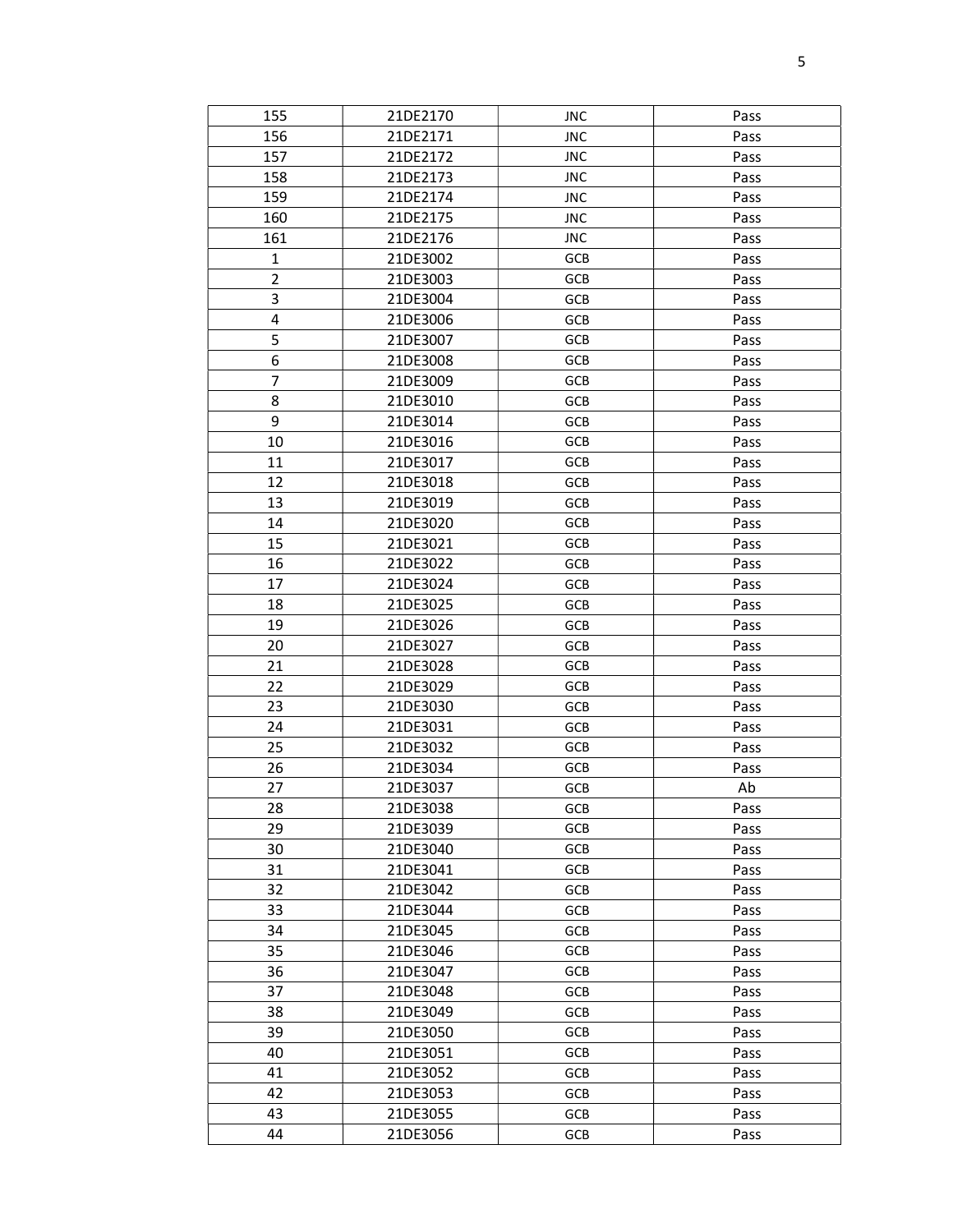| 155 | 21DE2170 | JNC | Pass |
|---|---|---|---|
| 156 | 21DE2171 | JNC | Pass |
| 157 | 21DE2172 | JNC | Pass |
| 158 | 21DE2173 | JNC | Pass |
| 159 | 21DE2174 | JNC | Pass |
| 160 | 21DE2175 | JNC | Pass |
| 161 | 21DE2176 | JNC | Pass |
| 1 | 21DE3002 | GCB | Pass |
| 2 | 21DE3003 | GCB | Pass |
| 3 | 21DE3004 | GCB | Pass |
| 4 | 21DE3006 | GCB | Pass |
| 5 | 21DE3007 | GCB | Pass |
| 6 | 21DE3008 | GCB | Pass |
| 7 | 21DE3009 | GCB | Pass |
| 8 | 21DE3010 | GCB | Pass |
| 9 | 21DE3014 | GCB | Pass |
| 10 | 21DE3016 | GCB | Pass |
| 11 | 21DE3017 | GCB | Pass |
| 12 | 21DE3018 | GCB | Pass |
| 13 | 21DE3019 | GCB | Pass |
| 14 | 21DE3020 | GCB | Pass |
| 15 | 21DE3021 | GCB | Pass |
| 16 | 21DE3022 | GCB | Pass |
| 17 | 21DE3024 | GCB | Pass |
| 18 | 21DE3025 | GCB | Pass |
| 19 | 21DE3026 | GCB | Pass |
| 20 | 21DE3027 | GCB | Pass |
| 21 | 21DE3028 | GCB | Pass |
| 22 | 21DE3029 | GCB | Pass |
| 23 | 21DE3030 | GCB | Pass |
| 24 | 21DE3031 | GCB | Pass |
| 25 | 21DE3032 | GCB | Pass |
| 26 | 21DE3034 | GCB | Pass |
| 27 | 21DE3037 | GCB | Ab |
| 28 | 21DE3038 | GCB | Pass |
| 29 | 21DE3039 | GCB | Pass |
| 30 | 21DE3040 | GCB | Pass |
| 31 | 21DE3041 | GCB | Pass |
| 32 | 21DE3042 | GCB | Pass |
| 33 | 21DE3044 | GCB | Pass |
| 34 | 21DE3045 | GCB | Pass |
| 35 | 21DE3046 | GCB | Pass |
| 36 | 21DE3047 | GCB | Pass |
| 37 | 21DE3048 | GCB | Pass |
| 38 | 21DE3049 | GCB | Pass |
| 39 | 21DE3050 | GCB | Pass |
| 40 | 21DE3051 | GCB | Pass |
| 41 | 21DE3052 | GCB | Pass |
| 42 | 21DE3053 | GCB | Pass |
| 43 | 21DE3055 | GCB | Pass |
| 44 | 21DE3056 | GCB | Pass |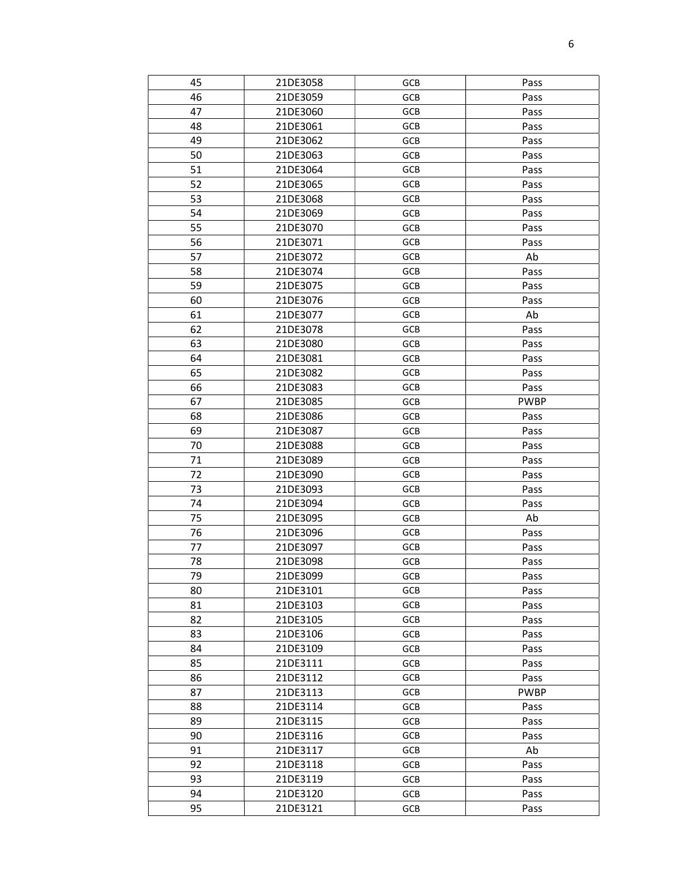| 45 | 21DE3058 | GCB | Pass |
|---|---|---|---|
| 46 | 21DE3059 | GCB | Pass |
| 47 | 21DE3060 | GCB | Pass |
| 48 | 21DE3061 | GCB | Pass |
| 49 | 21DE3062 | GCB | Pass |
| 50 | 21DE3063 | GCB | Pass |
| 51 | 21DE3064 | GCB | Pass |
| 52 | 21DE3065 | GCB | Pass |
| 53 | 21DE3068 | GCB | Pass |
| 54 | 21DE3069 | GCB | Pass |
| 55 | 21DE3070 | GCB | Pass |
| 56 | 21DE3071 | GCB | Pass |
| 57 | 21DE3072 | GCB | Ab |
| 58 | 21DE3074 | GCB | Pass |
| 59 | 21DE3075 | GCB | Pass |
| 60 | 21DE3076 | GCB | Pass |
| 61 | 21DE3077 | GCB | Ab |
| 62 | 21DE3078 | GCB | Pass |
| 63 | 21DE3080 | GCB | Pass |
| 64 | 21DE3081 | GCB | Pass |
| 65 | 21DE3082 | GCB | Pass |
| 66 | 21DE3083 | GCB | Pass |
| 67 | 21DE3085 | GCB | PWBP |
| 68 | 21DE3086 | GCB | Pass |
| 69 | 21DE3087 | GCB | Pass |
| 70 | 21DE3088 | GCB | Pass |
| 71 | 21DE3089 | GCB | Pass |
| 72 | 21DE3090 | GCB | Pass |
| 73 | 21DE3093 | GCB | Pass |
| 74 | 21DE3094 | GCB | Pass |
| 75 | 21DE3095 | GCB | Ab |
| 76 | 21DE3096 | GCB | Pass |
| 77 | 21DE3097 | GCB | Pass |
| 78 | 21DE3098 | GCB | Pass |
| 79 | 21DE3099 | GCB | Pass |
| 80 | 21DE3101 | GCB | Pass |
| 81 | 21DE3103 | GCB | Pass |
| 82 | 21DE3105 | GCB | Pass |
| 83 | 21DE3106 | GCB | Pass |
| 84 | 21DE3109 | GCB | Pass |
| 85 | 21DE3111 | GCB | Pass |
| 86 | 21DE3112 | GCB | Pass |
| 87 | 21DE3113 | GCB | PWBP |
| 88 | 21DE3114 | GCB | Pass |
| 89 | 21DE3115 | GCB | Pass |
| 90 | 21DE3116 | GCB | Pass |
| 91 | 21DE3117 | GCB | Ab |
| 92 | 21DE3118 | GCB | Pass |
| 93 | 21DE3119 | GCB | Pass |
| 94 | 21DE3120 | GCB | Pass |
| 95 | 21DE3121 | GCB | Pass |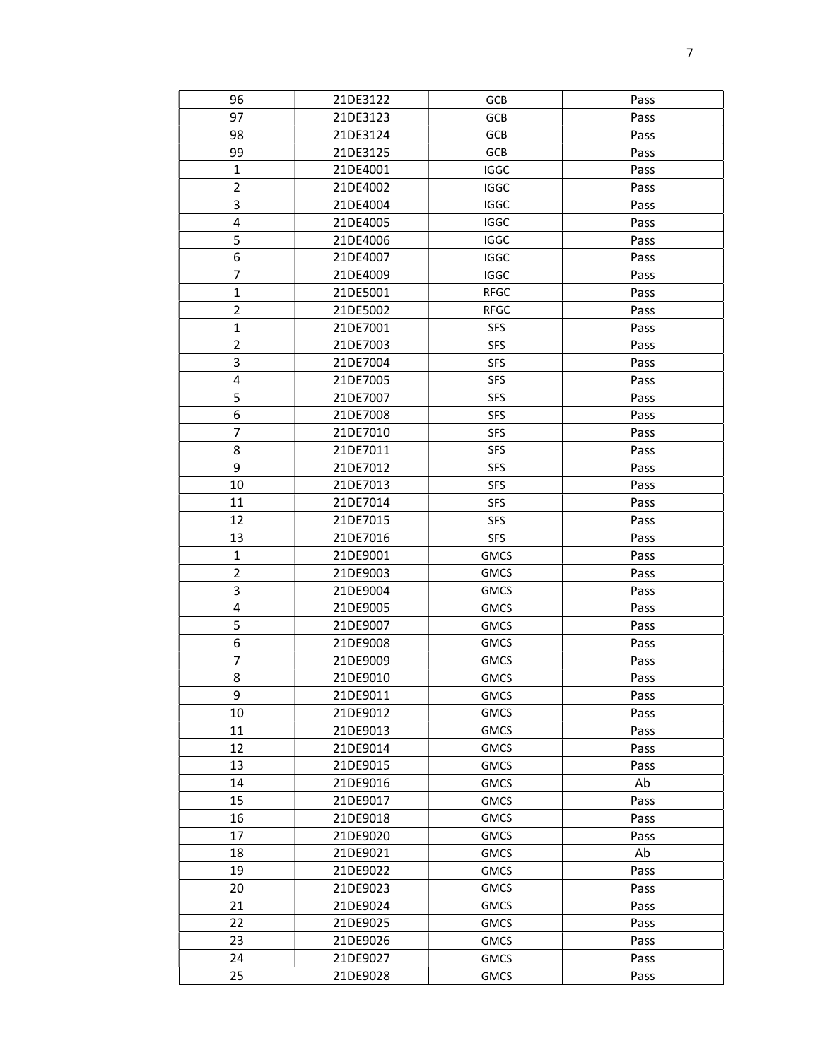| 96 | 21DE3122 | GCB | Pass |
|---|---|---|---|
| 97 | 21DE3123 | GCB | Pass |
| 98 | 21DE3124 | GCB | Pass |
| 99 | 21DE3125 | GCB | Pass |
| 1 | 21DE4001 | IGGC | Pass |
| 2 | 21DE4002 | IGGC | Pass |
| 3 | 21DE4004 | IGGC | Pass |
| 4 | 21DE4005 | IGGC | Pass |
| 5 | 21DE4006 | IGGC | Pass |
| 6 | 21DE4007 | IGGC | Pass |
| 7 | 21DE4009 | IGGC | Pass |
| 1 | 21DE5001 | RFGC | Pass |
| 2 | 21DE5002 | RFGC | Pass |
| 1 | 21DE7001 | SFS | Pass |
| 2 | 21DE7003 | SFS | Pass |
| 3 | 21DE7004 | SFS | Pass |
| 4 | 21DE7005 | SFS | Pass |
| 5 | 21DE7007 | SFS | Pass |
| 6 | 21DE7008 | SFS | Pass |
| 7 | 21DE7010 | SFS | Pass |
| 8 | 21DE7011 | SFS | Pass |
| 9 | 21DE7012 | SFS | Pass |
| 10 | 21DE7013 | SFS | Pass |
| 11 | 21DE7014 | SFS | Pass |
| 12 | 21DE7015 | SFS | Pass |
| 13 | 21DE7016 | SFS | Pass |
| 1 | 21DE9001 | GMCS | Pass |
| 2 | 21DE9003 | GMCS | Pass |
| 3 | 21DE9004 | GMCS | Pass |
| 4 | 21DE9005 | GMCS | Pass |
| 5 | 21DE9007 | GMCS | Pass |
| 6 | 21DE9008 | GMCS | Pass |
| 7 | 21DE9009 | GMCS | Pass |
| 8 | 21DE9010 | GMCS | Pass |
| 9 | 21DE9011 | GMCS | Pass |
| 10 | 21DE9012 | GMCS | Pass |
| 11 | 21DE9013 | GMCS | Pass |
| 12 | 21DE9014 | GMCS | Pass |
| 13 | 21DE9015 | GMCS | Pass |
| 14 | 21DE9016 | GMCS | Ab |
| 15 | 21DE9017 | GMCS | Pass |
| 16 | 21DE9018 | GMCS | Pass |
| 17 | 21DE9020 | GMCS | Pass |
| 18 | 21DE9021 | GMCS | Ab |
| 19 | 21DE9022 | GMCS | Pass |
| 20 | 21DE9023 | GMCS | Pass |
| 21 | 21DE9024 | GMCS | Pass |
| 22 | 21DE9025 | GMCS | Pass |
| 23 | 21DE9026 | GMCS | Pass |
| 24 | 21DE9027 | GMCS | Pass |
| 25 | 21DE9028 | GMCS | Pass |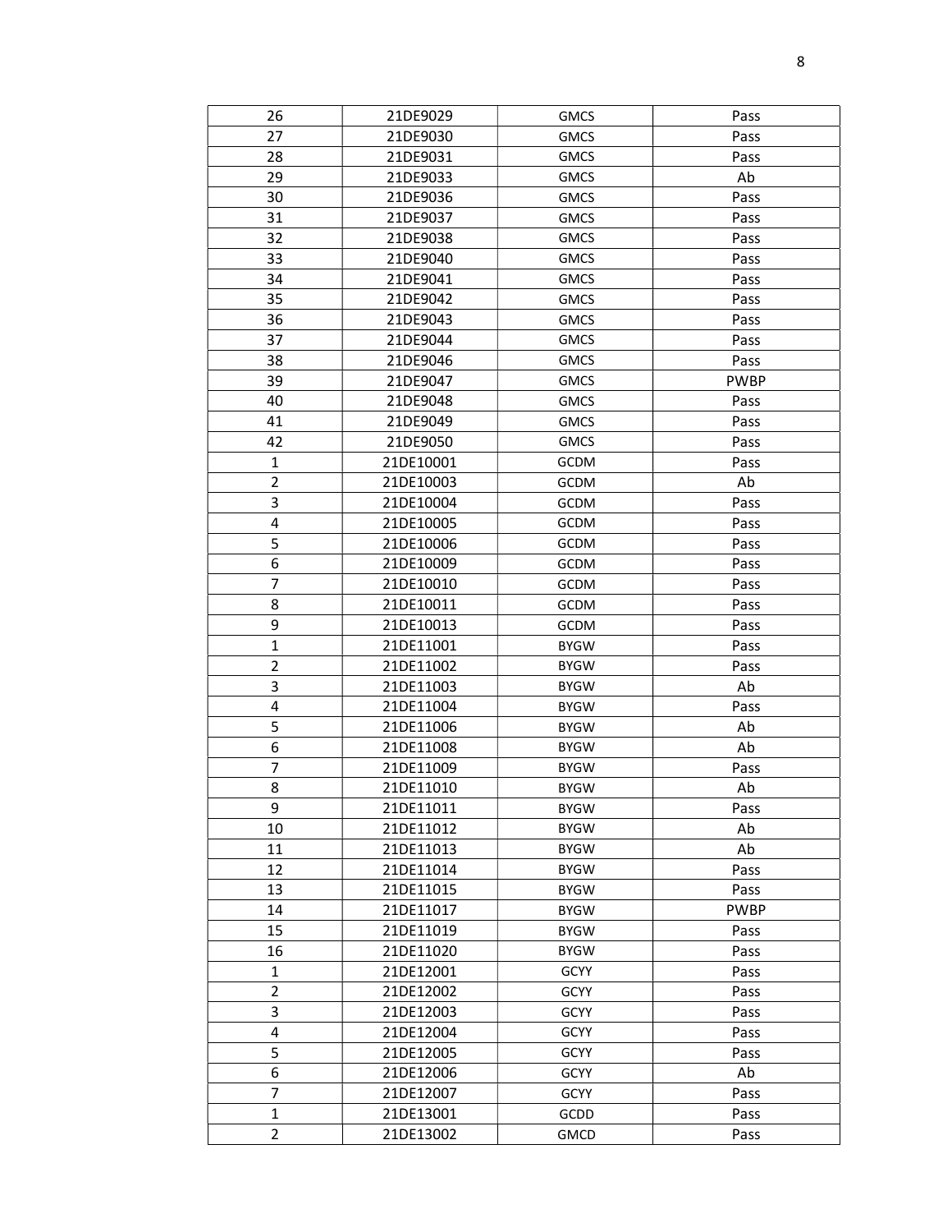| 26 | 21DE9029 | GMCS | Pass |
|---|---|---|---|
| 27 | 21DE9030 | GMCS | Pass |
| 28 | 21DE9031 | GMCS | Pass |
| 29 | 21DE9033 | GMCS | Ab |
| 30 | 21DE9036 | GMCS | Pass |
| 31 | 21DE9037 | GMCS | Pass |
| 32 | 21DE9038 | GMCS | Pass |
| 33 | 21DE9040 | GMCS | Pass |
| 34 | 21DE9041 | GMCS | Pass |
| 35 | 21DE9042 | GMCS | Pass |
| 36 | 21DE9043 | GMCS | Pass |
| 37 | 21DE9044 | GMCS | Pass |
| 38 | 21DE9046 | GMCS | Pass |
| 39 | 21DE9047 | GMCS | PWBP |
| 40 | 21DE9048 | GMCS | Pass |
| 41 | 21DE9049 | GMCS | Pass |
| 42 | 21DE9050 | GMCS | Pass |
| 1 | 21DE10001 | GCDM | Pass |
| 2 | 21DE10003 | GCDM | Ab |
| 3 | 21DE10004 | GCDM | Pass |
| 4 | 21DE10005 | GCDM | Pass |
| 5 | 21DE10006 | GCDM | Pass |
| 6 | 21DE10009 | GCDM | Pass |
| 7 | 21DE10010 | GCDM | Pass |
| 8 | 21DE10011 | GCDM | Pass |
| 9 | 21DE10013 | GCDM | Pass |
| 1 | 21DE11001 | BYGW | Pass |
| 2 | 21DE11002 | BYGW | Pass |
| 3 | 21DE11003 | BYGW | Ab |
| 4 | 21DE11004 | BYGW | Pass |
| 5 | 21DE11006 | BYGW | Ab |
| 6 | 21DE11008 | BYGW | Ab |
| 7 | 21DE11009 | BYGW | Pass |
| 8 | 21DE11010 | BYGW | Ab |
| 9 | 21DE11011 | BYGW | Pass |
| 10 | 21DE11012 | BYGW | Ab |
| 11 | 21DE11013 | BYGW | Ab |
| 12 | 21DE11014 | BYGW | Pass |
| 13 | 21DE11015 | BYGW | Pass |
| 14 | 21DE11017 | BYGW | PWBP |
| 15 | 21DE11019 | BYGW | Pass |
| 16 | 21DE11020 | BYGW | Pass |
| 1 | 21DE12001 | GCYY | Pass |
| 2 | 21DE12002 | GCYY | Pass |
| 3 | 21DE12003 | GCYY | Pass |
| 4 | 21DE12004 | GCYY | Pass |
| 5 | 21DE12005 | GCYY | Pass |
| 6 | 21DE12006 | GCYY | Ab |
| 7 | 21DE12007 | GCYY | Pass |
| 1 | 21DE13001 | GCDD | Pass |
| 2 | 21DE13002 | GMCD | Pass |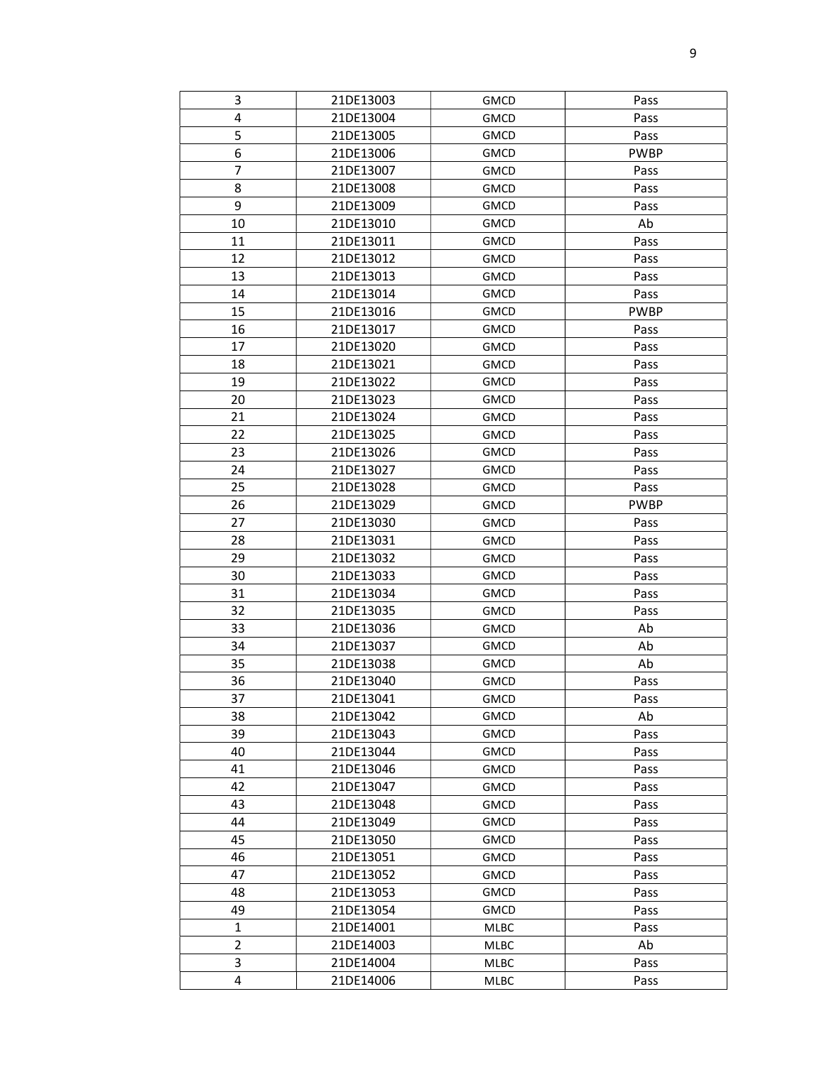| 3 | 21DE13003 | GMCD | Pass |
|---|---|---|---|
| 4 | 21DE13004 | GMCD | Pass |
| 5 | 21DE13005 | GMCD | Pass |
| 6 | 21DE13006 | GMCD | PWBP |
| 7 | 21DE13007 | GMCD | Pass |
| 8 | 21DE13008 | GMCD | Pass |
| 9 | 21DE13009 | GMCD | Pass |
| 10 | 21DE13010 | GMCD | Ab |
| 11 | 21DE13011 | GMCD | Pass |
| 12 | 21DE13012 | GMCD | Pass |
| 13 | 21DE13013 | GMCD | Pass |
| 14 | 21DE13014 | GMCD | Pass |
| 15 | 21DE13016 | GMCD | PWBP |
| 16 | 21DE13017 | GMCD | Pass |
| 17 | 21DE13020 | GMCD | Pass |
| 18 | 21DE13021 | GMCD | Pass |
| 19 | 21DE13022 | GMCD | Pass |
| 20 | 21DE13023 | GMCD | Pass |
| 21 | 21DE13024 | GMCD | Pass |
| 22 | 21DE13025 | GMCD | Pass |
| 23 | 21DE13026 | GMCD | Pass |
| 24 | 21DE13027 | GMCD | Pass |
| 25 | 21DE13028 | GMCD | Pass |
| 26 | 21DE13029 | GMCD | PWBP |
| 27 | 21DE13030 | GMCD | Pass |
| 28 | 21DE13031 | GMCD | Pass |
| 29 | 21DE13032 | GMCD | Pass |
| 30 | 21DE13033 | GMCD | Pass |
| 31 | 21DE13034 | GMCD | Pass |
| 32 | 21DE13035 | GMCD | Pass |
| 33 | 21DE13036 | GMCD | Ab |
| 34 | 21DE13037 | GMCD | Ab |
| 35 | 21DE13038 | GMCD | Ab |
| 36 | 21DE13040 | GMCD | Pass |
| 37 | 21DE13041 | GMCD | Pass |
| 38 | 21DE13042 | GMCD | Ab |
| 39 | 21DE13043 | GMCD | Pass |
| 40 | 21DE13044 | GMCD | Pass |
| 41 | 21DE13046 | GMCD | Pass |
| 42 | 21DE13047 | GMCD | Pass |
| 43 | 21DE13048 | GMCD | Pass |
| 44 | 21DE13049 | GMCD | Pass |
| 45 | 21DE13050 | GMCD | Pass |
| 46 | 21DE13051 | GMCD | Pass |
| 47 | 21DE13052 | GMCD | Pass |
| 48 | 21DE13053 | GMCD | Pass |
| 49 | 21DE13054 | GMCD | Pass |
| 1 | 21DE14001 | MLBC | Pass |
| 2 | 21DE14003 | MLBC | Ab |
| 3 | 21DE14004 | MLBC | Pass |
| 4 | 21DE14006 | MLBC | Pass |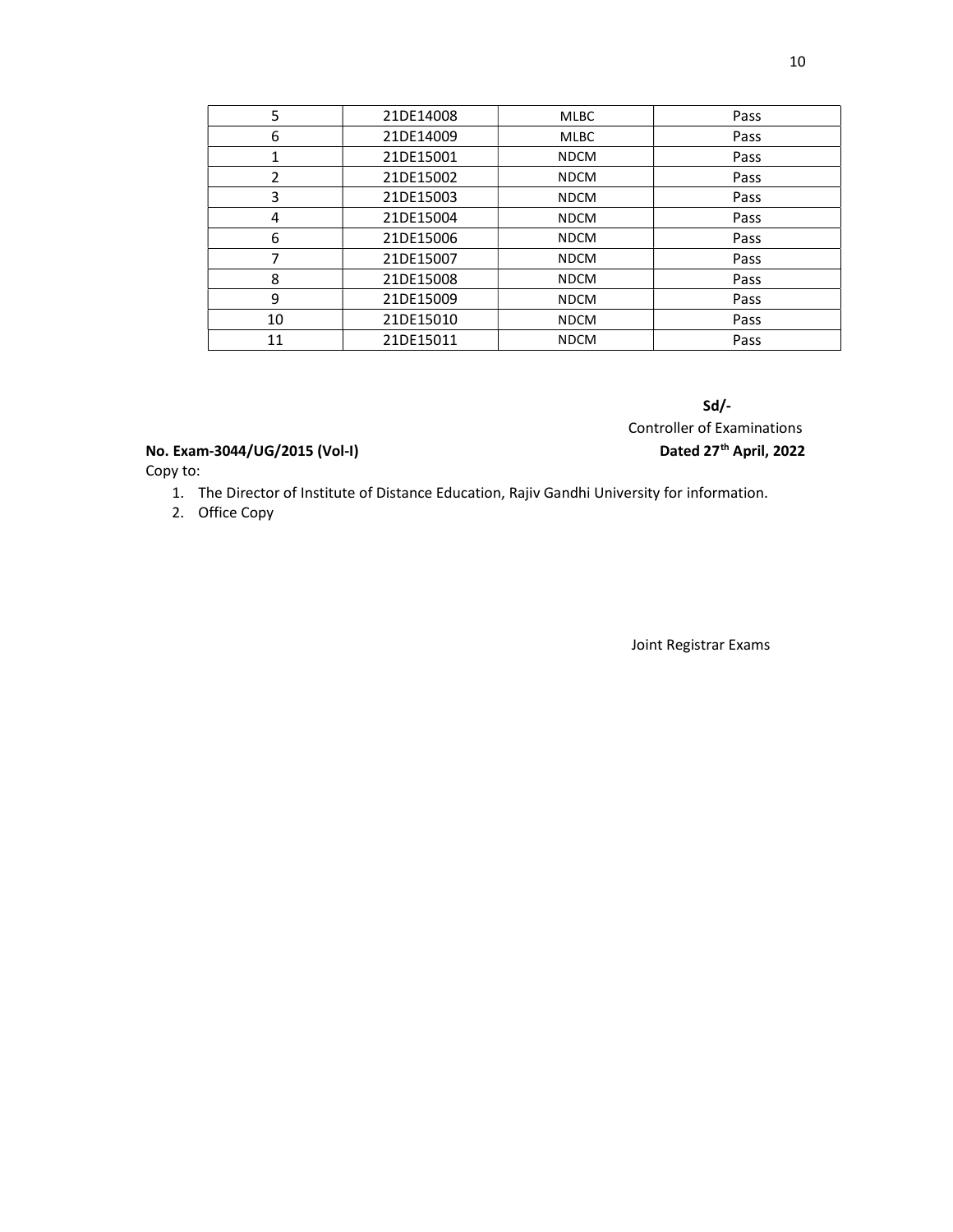| | | | |
|---|---|---|---|
| 5 | 21DE14008 | MLBC | Pass |
| 6 | 21DE14009 | MLBC | Pass |
| 1 | 21DE15001 | NDCM | Pass |
| 2 | 21DE15002 | NDCM | Pass |
| 3 | 21DE15003 | NDCM | Pass |
| 4 | 21DE15004 | NDCM | Pass |
| 6 | 21DE15006 | NDCM | Pass |
| 7 | 21DE15007 | NDCM | Pass |
| 8 | 21DE15008 | NDCM | Pass |
| 9 | 21DE15009 | NDCM | Pass |
| 10 | 21DE15010 | NDCM | Pass |
| 11 | 21DE15011 | NDCM | Pass |

**Sd/-**

Controller of Examinations

**No. Exam-3044/UG/2015 (Vol-I)** **Dated 27th April, 2022**

Copy to:

1. The Director of Institute of Distance Education, Rajiv Gandhi University for information.
2. Office Copy

Joint Registrar Exams